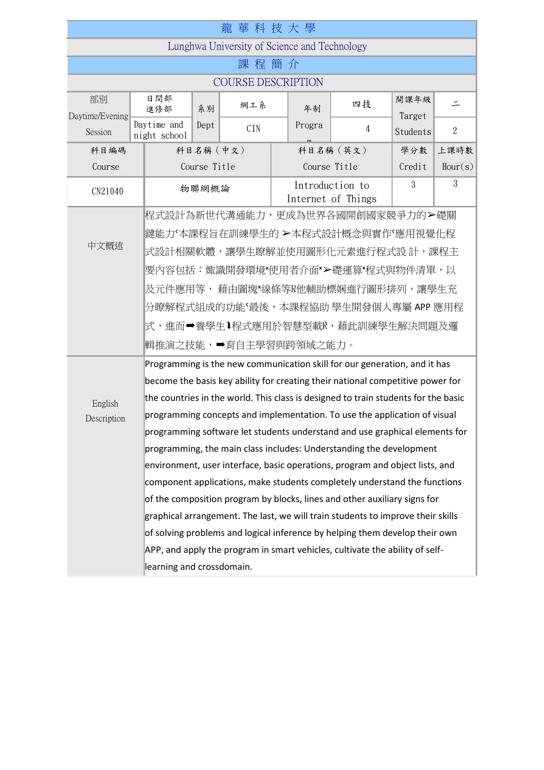| 龍 華 科 技 大 學 | | | | | | | | |
|---|---|---|---|---|---|---|---|---|
| Lunghwa University of Science and Technology | | | | | | | | |
| 課 程 簡 介 | | | | | | | | |
| COURSE DESCRIPTION | | | | | | | | |
| 部別 Daytime/Evening Session | 日間部 進修部 / Daytime and night school | 系別 Dept | 網工系 / CIN | | 年制 Program | 四技 / 4 | 開課年級 Target Students | 二 / 2 |
| 科目編碼 Course | 科目名稱（中文） Course Title | | | 科目名稱（英文） Course Title | | | 學分數 Credit | 上課時數 Hour(s) |
| CN21040 | 物聯網概論 | | | Introduction to Internet of Things | | | 3 | 3 |
| 中文概述 | 程式設計為新世代溝通能力，更成為世界各國開創國家競爭力的➢礎關鍵能力‘本課程旨在訓練學生的 ➢本程式設計概念與實作‘應用視覺化程式設計相關軟體，讓學生瞭解並使用圖形化元素進行程式設 計，課程主要內容包括：océ識開發環境ˣ使用者介面ˣ➢礎運算ˣ程式與物件清單，以及元件應用等， 藉由圖塊ˣ線條等Ŗ他輔助標婀進行圖形排列，讓學生充分瞭解程式組成的功能‘最後，本課程協助 學生開發個人專屬 APP 應用程式，進而➡養學生➊程式應用於智慧型載Ŗ，藉此訓練學生解決問題及邏輯推演之技能，➡育自主學習與跨領域之能力。 | | | | | | | |
| English Description | Programming is the new communication skill for our generation, and it has become the basis key ability for creating their national competitive power for the countries in the world. This class is designed to train students for the basic programming concepts and implementation. To use the application of visual programming software let students understand and use graphical elements for programming, the main class includes: Understanding the development environment, user interface, basic operations, program and object lists, and component applications, make students completely understand the functions of the composition program by blocks, lines and other auxiliary signs for graphical arrangement. The last, we will train students to improve their skills of solving problems and logical inference by helping them develop their own APP, and apply the program in smart vehicles, cultivate the ability of self-learning and crossdomain. | | | | | | | |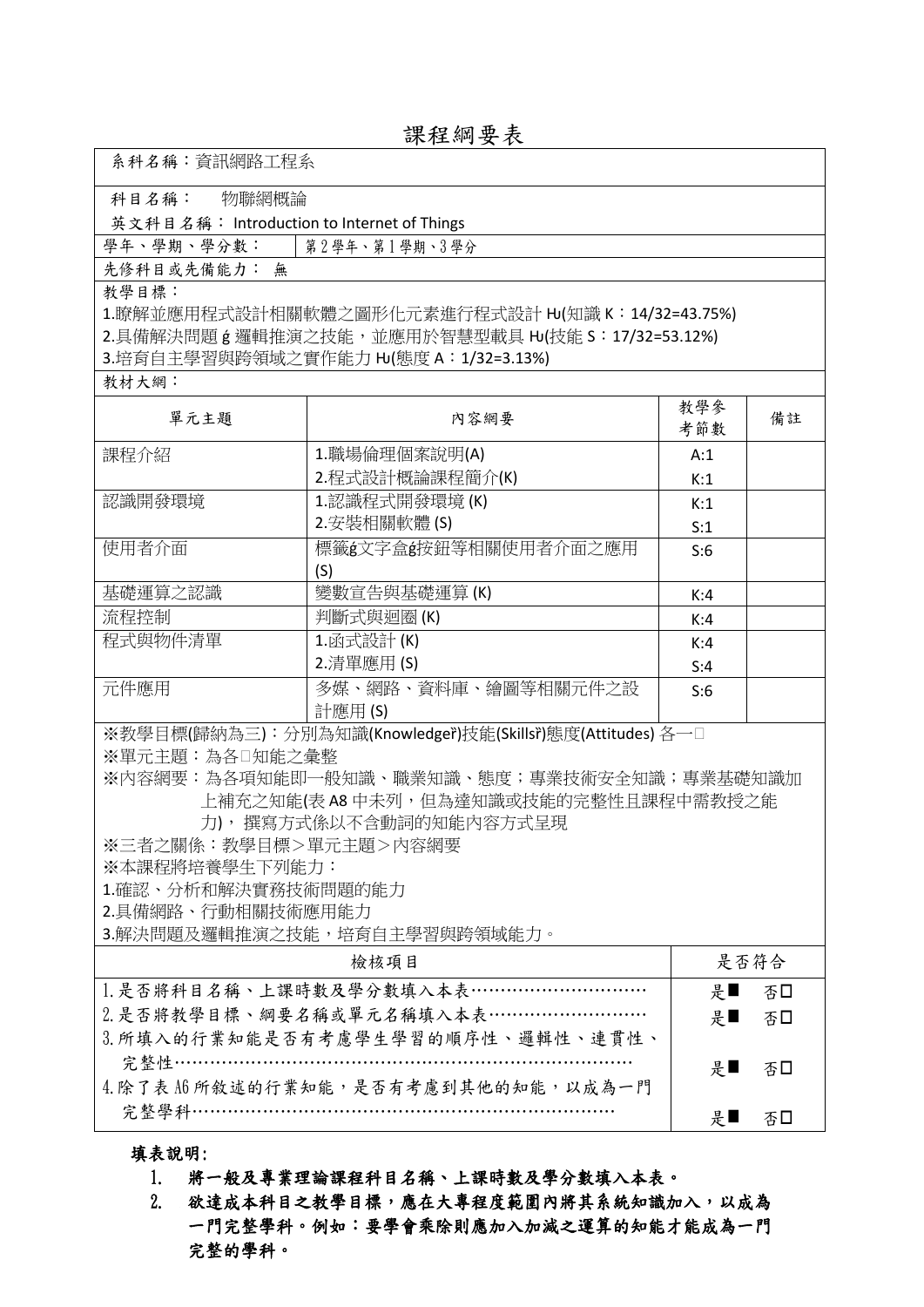# 課程綱要表

| 系科名稱：資訊網路工程系 | | | |
|---|---|---|---|
| 科目名稱：　物聯網概論<br>英文科目名稱： Introduction to Internet of Things | | | |
| 學年、學期、學分數： | 第2學年、第1學期、3學分 | | |
| 先修科目或先備能力： 無 | | | |
| 教學目標：<br>1.瞭解並應用程式設計相關軟體之圖形化元素進行程式設計 Ht(知識 K：14/32=43.75%)<br>2.具備解決問題 ģ 邏輯推演之技能，並應用於智慧型載具 Ht(技能 S：17/32=53.12%)<br>3.培育自主學習與跨領域之實作能力 Ht(態度 A：1/32=3.13%) | | | |
| 教材大綱： | | | |
| 單元主題 | 內容綱要 | 教學參考節數 | 備註 |
| 課程介紹 | 1.職場倫理個案說明(A)<br>2.程式設計概論課程簡介(K) | A:1<br>K:1 | |
| 認識開發環境 | 1.認識程式開發環境 (K)<br>2.安裝相關軟體 (S) | K:1<br>S:1 | |
| 使用者介面 | 標籤ģ文字盒ģ按鈕等相關使用者介面之應用 (S) | S:6 | |
| 基礎運算之認識 | 變數宣告與基礎運算 (K) | K:4 | |
| 流程控制 | 判斷式與迴圈 (K) | K:4 | |
| 程式與物件清單 | 1.函式設計 (K)<br>2.清單應用 (S) | K:4<br>S:4 | |
| 元件應用 | 多媒、網路、資料庫、繪圖等相關元件之設計應用 (S) | S:6 | |
| ※教學目標(歸納為三)：分別為知識(Knowledgeř)技能(Skillsř)態度(Attitudes) 各一□<br>※單元主題：為各□知能之彙整<br>※內容綱要：為各項知能即一般知識、職業知識、態度；專業技術安全知識；專業基礎知識加上補充之知能(表 A8 中未列，但為達知識或技能的完整性且課程中需教授之能力)， 撰寫方式係以不含動詞的知能內容方式呈現<br>※三者之關係：教學目標＞單元主題＞內容綱要<br>※本課程將培養學生下列能力：<br>1.確認、分析和解決實務技術問題的能力<br>2.具備網路、行動相關技術應用能力<br>3.解決問題及邏輯推演之技能，培育自主學習與跨領域能力。 | | | |
| 檢核項目 | | 是否符合 | |
| 1.是否將科目名稱、上課時數及學分數填入本表………………………… | | 是■　否□ | |
| 2.是否將教學目標、綱要名稱或單元名稱填入本表……………………… | | 是■　否□ | |
| 3.所填入的行業知能是否有考慮學生學習的順序性、邏輯性、連貫性、完整性…………………………………………………………………… | | 是■　否□ | |
| 4.除了表 A6 所敘述的行業知能，是否有考慮到其他的知能，以成為一門完整學科……………………………………………………………… | | 是■　否□ | |

**填表說明:**

1. **將一般及專業理論課程科目名稱、上課時數及學分數填入本表。**
2. **欲達成本科目之教學目標，應在大專程度範圍內將其系統知識加入，以成為一門完整學科。例如：要學會乘除則應加入加減之運算的知能才能成為一門完整的學科。**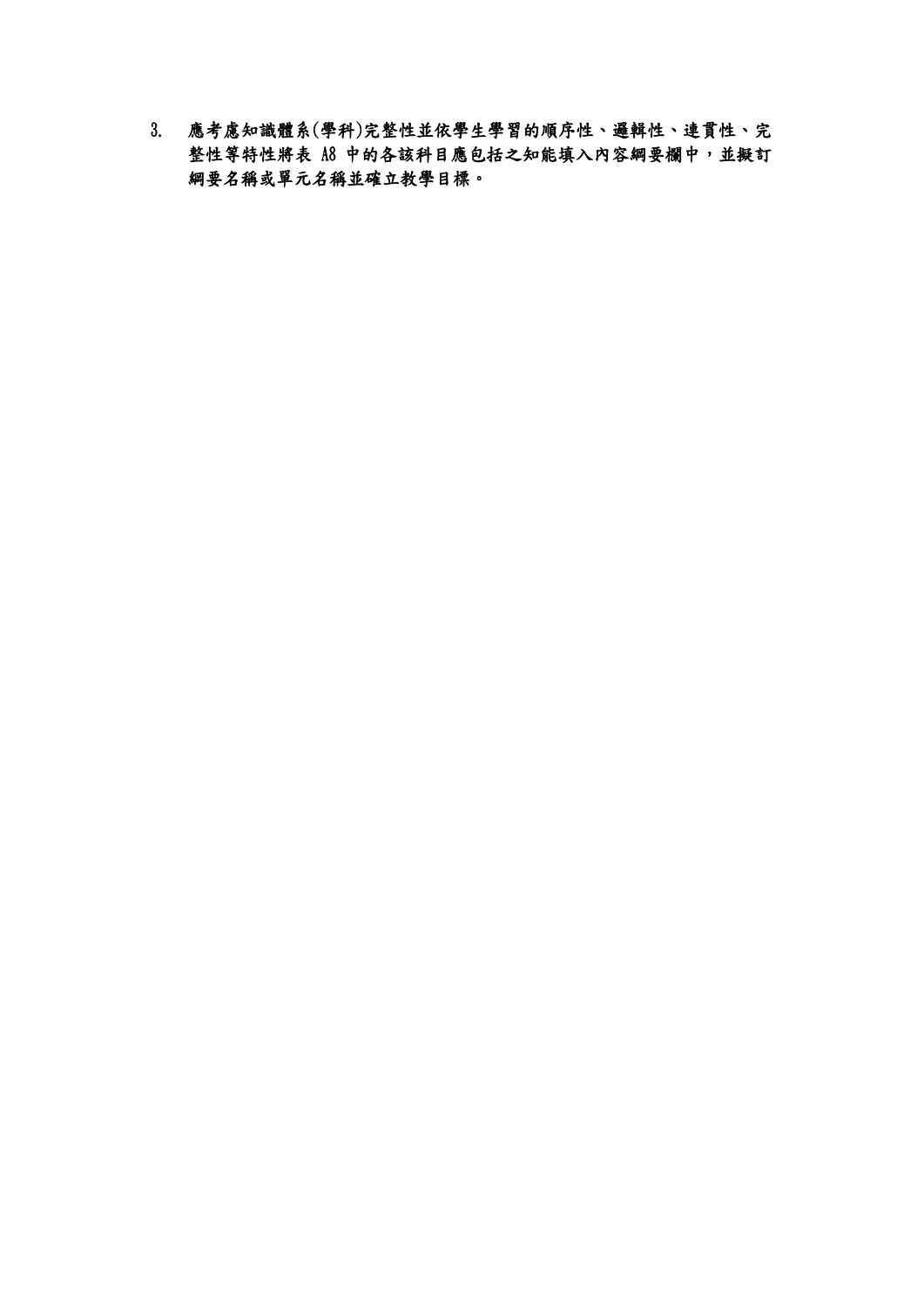3. 應考慮知識體系(學科)完整性並依學生學習的順序性、邏輯性、連貫性、完整性等特性將表 A8 中的各該科目應包括之知能填入內容綱要欄中，並擬訂綱要名稱或單元名稱並確立教學目標。